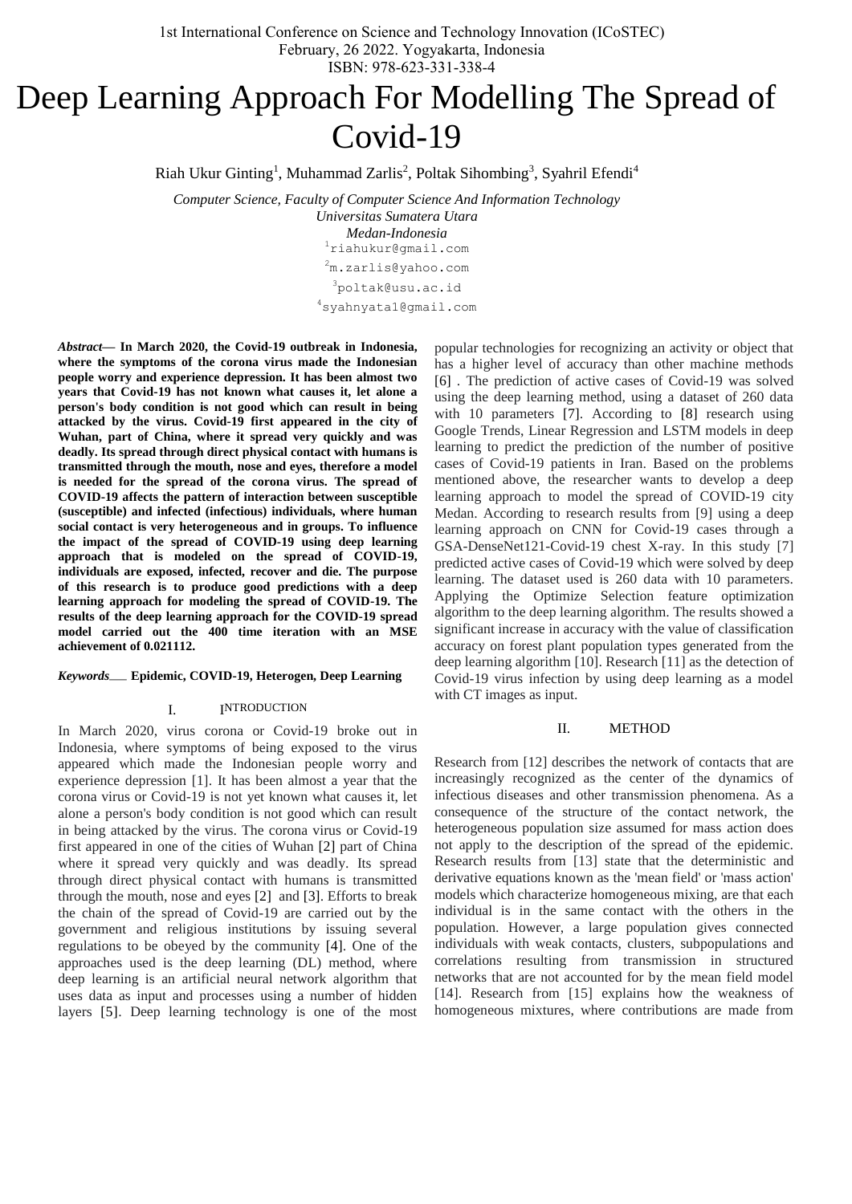# Deep Learning Approach For Modelling The Spread of Covid-19

Riah Ukur Ginting[1], Muhammad Zarlis[2], Poltak Sihombing[3], Syahril Efendi[4]

*Computer Science, Faculty of Computer Science And Information Technology*
*Universitas Sumatera Utara*
*Medan-Indonesia*

[1]riahukur@gmail.com
[2]m.zarlis@yahoo.com
[3]poltak@usu.ac.id
[4]syahnyata1@gmail.com

***Abstract*— In March 2020, the Covid-19 outbreak in Indonesia, where the symptoms of the corona virus made the Indonesian people worry and experience depression. It has been almost two years that Covid-19 has not known what causes it, let alone a person's body condition is not good which can result in being attacked by the virus. Covid-19 first appeared in the city of Wuhan, part of China, where it spread very quickly and was deadly. Its spread through direct physical contact with humans is transmitted through the mouth, nose and eyes, therefore a model is needed for the spread of the corona virus. The spread of COVID-19 affects the pattern of interaction between susceptible (susceptible) and infected (infectious) individuals, where human social contact is very heterogeneous and in groups. To influence the impact of the spread of COVID-19 using deep learning approach that is modeled on the spread of COVID-19, individuals are exposed, infected, recover and die. The purpose of this research is to produce good predictions with a deep learning approach for modeling the spread of COVID-19. The results of the deep learning approach for the COVID-19 spread model carried out the 400 time iteration with an MSE achievement of 0.021112.**

***Keywords*___ Epidemic, COVID-19, Heterogen, Deep Learning**

## I. INTRODUCTION

In March 2020, virus corona or Covid-19 broke out in Indonesia, where symptoms of being exposed to the virus appeared which made the Indonesian people worry and experience depression [1]. It has been almost a year that the corona virus or Covid-19 is not yet known what causes it, let alone a person's body condition is not good which can result in being attacked by the virus. The corona virus or Covid-19 first appeared in one of the cities of Wuhan [2] part of China where it spread very quickly and was deadly. Its spread through direct physical contact with humans is transmitted through the mouth, nose and eyes [2] and [3]. Efforts to break the chain of the spread of Covid-19 are carried out by the government and religious institutions by issuing several regulations to be obeyed by the community [4]. One of the approaches used is the deep learning (DL) method, where deep learning is an artificial neural network algorithm that uses data as input and processes using a number of hidden layers [5]. Deep learning technology is one of the most popular technologies for recognizing an activity or object that has a higher level of accuracy than other machine methods [6] . The prediction of active cases of Covid-19 was solved using the deep learning method, using a dataset of 260 data with 10 parameters [7]. According to [8] research using Google Trends, Linear Regression and LSTM models in deep learning to predict the prediction of the number of positive cases of Covid-19 patients in Iran. Based on the problems mentioned above, the researcher wants to develop a deep learning approach to model the spread of COVID-19 city Medan. According to research results from [9] using a deep learning approach on CNN for Covid-19 cases through a GSA-DenseNet121-Covid-19 chest X-ray. In this study [7] predicted active cases of Covid-19 which were solved by deep learning. The dataset used is 260 data with 10 parameters. Applying the Optimize Selection feature optimization algorithm to the deep learning algorithm. The results showed a significant increase in accuracy with the value of classification accuracy on forest plant population types generated from the deep learning algorithm [10]. Research [11] as the detection of Covid-19 virus infection by using deep learning as a model with CT images as input.

## II. METHOD

Research from [12] describes the network of contacts that are increasingly recognized as the center of the dynamics of infectious diseases and other transmission phenomena. As a consequence of the structure of the contact network, the heterogeneous population size assumed for mass action does not apply to the description of the spread of the epidemic. Research results from [13] state that the deterministic and derivative equations known as the 'mean field' or 'mass action' models which characterize homogeneous mixing, are that each individual is in the same contact with the others in the population. However, a large population gives connected individuals with weak contacts, clusters, subpopulations and correlations resulting from transmission in structured networks that are not accounted for by the mean field model [14]. Research from [15] explains how the weakness of homogeneous mixtures, where contributions are made from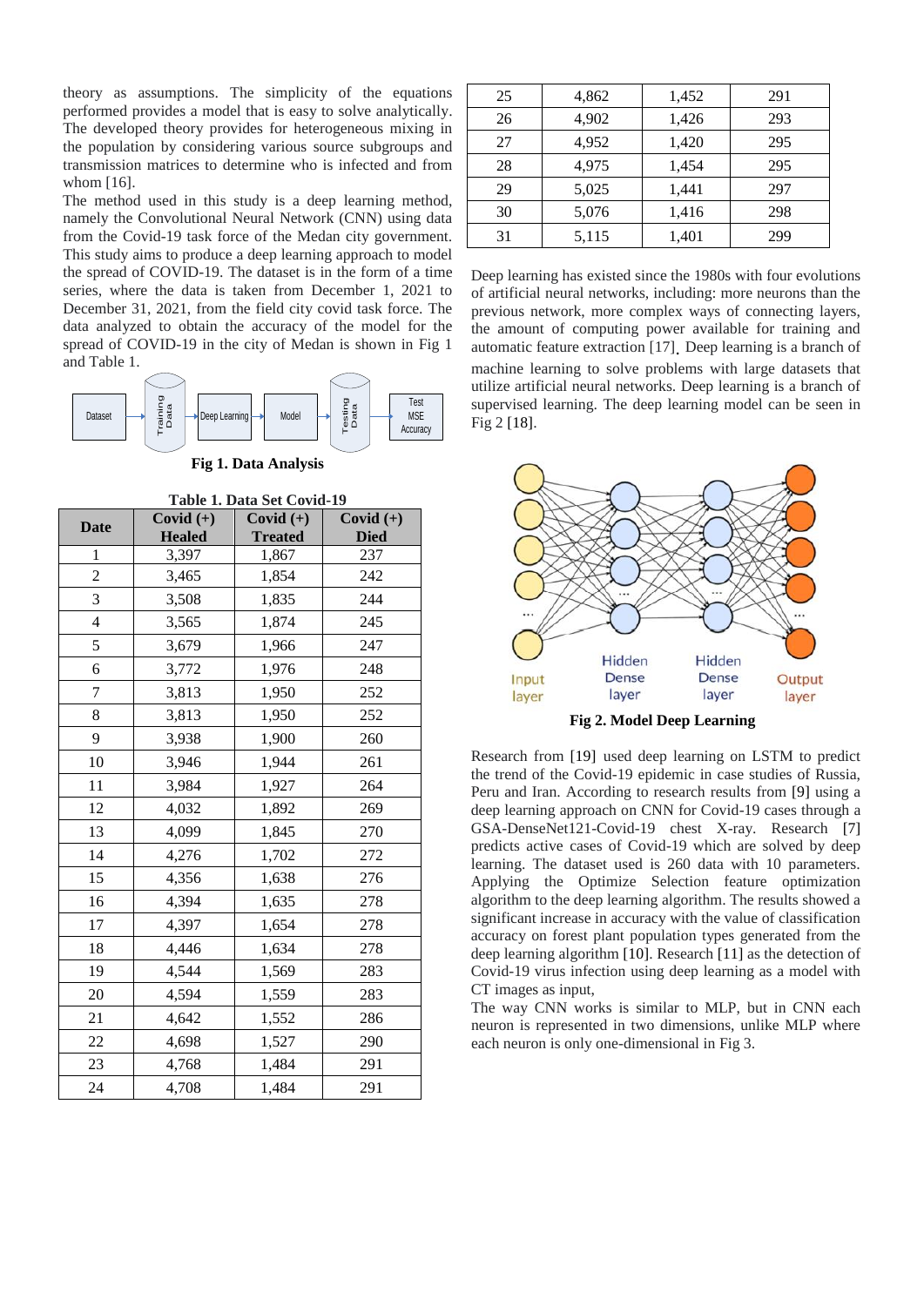theory as assumptions. The simplicity of the equations performed provides a model that is easy to solve analytically. The developed theory provides for heterogeneous mixing in the population by considering various source subgroups and transmission matrices to determine who is infected and from whom [16].

The method used in this study is a deep learning method, namely the Convolutional Neural Network (CNN) using data from the Covid-19 task force of the Medan city government. This study aims to produce a deep learning approach to model the spread of COVID-19. The dataset is in the form of a time series, where the data is taken from December 1, 2021 to December 31, 2021, from the field city covid task force. The data analyzed to obtain the accuracy of the model for the spread of COVID-19 in the city of Medan is shown in Fig 1 and Table 1.

**Fig 1. Data Analysis**

**Table 1. Data Set Covid-19**

| Date | Covid (+) Healed | Covid (+) Treated | Covid (+) Died |
|---|---|---|---|
| 1 | 3,397 | 1,867 | 237 |
| 2 | 3,465 | 1,854 | 242 |
| 3 | 3,508 | 1,835 | 244 |
| 4 | 3,565 | 1,874 | 245 |
| 5 | 3,679 | 1,966 | 247 |
| 6 | 3,772 | 1,976 | 248 |
| 7 | 3,813 | 1,950 | 252 |
| 8 | 3,813 | 1,950 | 252 |
| 9 | 3,938 | 1,900 | 260 |
| 10 | 3,946 | 1,944 | 261 |
| 11 | 3,984 | 1,927 | 264 |
| 12 | 4,032 | 1,892 | 269 |
| 13 | 4,099 | 1,845 | 270 |
| 14 | 4,276 | 1,702 | 272 |
| 15 | 4,356 | 1,638 | 276 |
| 16 | 4,394 | 1,635 | 278 |
| 17 | 4,397 | 1,654 | 278 |
| 18 | 4,446 | 1,634 | 278 |
| 19 | 4,544 | 1,569 | 283 |
| 20 | 4,594 | 1,559 | 283 |
| 21 | 4,642 | 1,552 | 286 |
| 22 | 4,698 | 1,527 | 290 |
| 23 | 4,768 | 1,484 | 291 |
| 24 | 4,708 | 1,484 | 291 |
| 25 | 4,862 | 1,452 | 291 |
| 26 | 4,902 | 1,426 | 293 |
| 27 | 4,952 | 1,420 | 295 |
| 28 | 4,975 | 1,454 | 295 |
| 29 | 5,025 | 1,441 | 297 |
| 30 | 5,076 | 1,416 | 298 |
| 31 | 5,115 | 1,401 | 299 |

Deep learning has existed since the 1980s with four evolutions of artificial neural networks, including: more neurons than the previous network, more complex ways of connecting layers, the amount of computing power available for training and automatic feature extraction [17]. Deep learning is a branch of machine learning to solve problems with large datasets that utilize artificial neural networks. Deep learning is a branch of supervised learning. The deep learning model can be seen in Fig 2 [18].

**Fig 2. Model Deep Learning**

Research from [19] used deep learning on LSTM to predict the trend of the Covid-19 epidemic in case studies of Russia, Peru and Iran. According to research results from [9] using a deep learning approach on CNN for Covid-19 cases through a GSA-DenseNet121-Covid-19 chest X-ray. Research [7] predicts active cases of Covid-19 which are solved by deep learning. The dataset used is 260 data with 10 parameters. Applying the Optimize Selection feature optimization algorithm to the deep learning algorithm. The results showed a significant increase in accuracy with the value of classification accuracy on forest plant population types generated from the deep learning algorithm [10]. Research [11] as the detection of Covid-19 virus infection using deep learning as a model with CT images as input,

The way CNN works is similar to MLP, but in CNN each neuron is represented in two dimensions, unlike MLP where each neuron is only one-dimensional in Fig 3.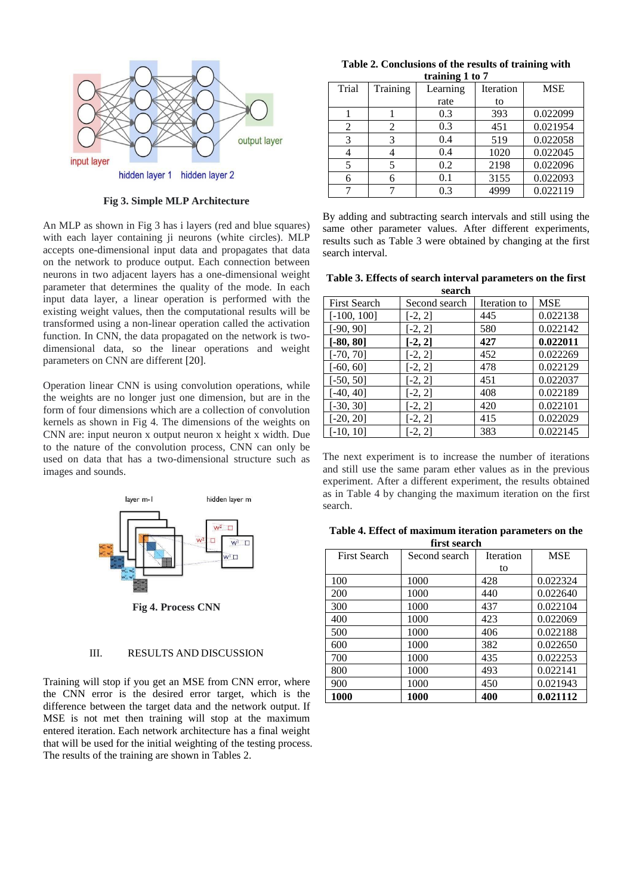Fig 3. Simple MLP Architecture

An MLP as shown in Fig 3 has i layers (red and blue squares) with each layer containing ji neurons (white circles). MLP accepts one-dimensional input data and propagates that data on the network to produce output. Each connection between neurons in two adjacent layers has a one-dimensional weight parameter that determines the quality of the mode. In each input data layer, a linear operation is performed with the existing weight values, then the computational results will be transformed using a non-linear operation called the activation function. In CNN, the data propagated on the network is two-dimensional data, so the linear operations and weight parameters on CNN are different [20].

Operation linear CNN is using convolution operations, while the weights are no longer just one dimension, but are in the form of four dimensions which are a collection of convolution kernels as shown in Fig 4. The dimensions of the weights on CNN are: input neuron x output neuron x height x width. Due to the nature of the convolution process, CNN can only be used on data that has a two-dimensional structure such as images and sounds.

Fig 4. Process CNN

## III. RESULTS AND DISCUSSION

Training will stop if you get an MSE from CNN error, where the CNN error is the desired error target, which is the difference between the target data and the network output. If MSE is not met then training will stop at the maximum entered iteration. Each network architecture has a final weight that will be used for the initial weighting of the testing process. The results of the training are shown in Tables 2.

**Table 2. Conclusions of the results of training with training 1 to 7**

| Trial | Training | Learning rate | Iteration to | MSE |
|---|---|---|---|---|
| 1 | 1 | 0.3 | 393 | 0.022099 |
| 2 | 2 | 0.3 | 451 | 0.021954 |
| 3 | 3 | 0.4 | 519 | 0.022058 |
| 4 | 4 | 0.4 | 1020 | 0.022045 |
| 5 | 5 | 0.2 | 2198 | 0.022096 |
| 6 | 6 | 0.1 | 3155 | 0.022093 |
| 7 | 7 | 0.3 | 4999 | 0.022119 |

By adding and subtracting search intervals and still using the same other parameter values. After different experiments, results such as Table 3 were obtained by changing at the first search interval.

**Table 3. Effects of search interval parameters on the first search**

| First Search | Second search | Iteration to | MSE |
|---|---|---|---|
| [-100, 100] | [-2, 2] | 445 | 0.022138 |
| [-90, 90] | [-2, 2] | 580 | 0.022142 |
| **[-80, 80]** | **[-2, 2]** | **427** | **0.022011** |
| [-70, 70] | [-2, 2] | 452 | 0.022269 |
| [-60, 60] | [-2, 2] | 478 | 0.022129 |
| [-50, 50] | [-2, 2] | 451 | 0.022037 |
| [-40, 40] | [-2, 2] | 408 | 0.022189 |
| [-30, 30] | [-2, 2] | 420 | 0.022101 |
| [-20, 20] | [-2, 2] | 415 | 0.022029 |
| [-10, 10] | [-2, 2] | 383 | 0.022145 |

The next experiment is to increase the number of iterations and still use the same param ether values as in the previous experiment. After a different experiment, the results obtained as in Table 4 by changing the maximum iteration on the first search.

**Table 4. Effect of maximum iteration parameters on the first search**

| First Search | Second search | Iteration to | MSE |
|---|---|---|---|
| 100 | 1000 | 428 | 0.022324 |
| 200 | 1000 | 440 | 0.022640 |
| 300 | 1000 | 437 | 0.022104 |
| 400 | 1000 | 423 | 0.022069 |
| 500 | 1000 | 406 | 0.022188 |
| 600 | 1000 | 382 | 0.022650 |
| 700 | 1000 | 435 | 0.022253 |
| 800 | 1000 | 493 | 0.022141 |
| 900 | 1000 | 450 | 0.021943 |
| **1000** | **1000** | **400** | **0.021112** |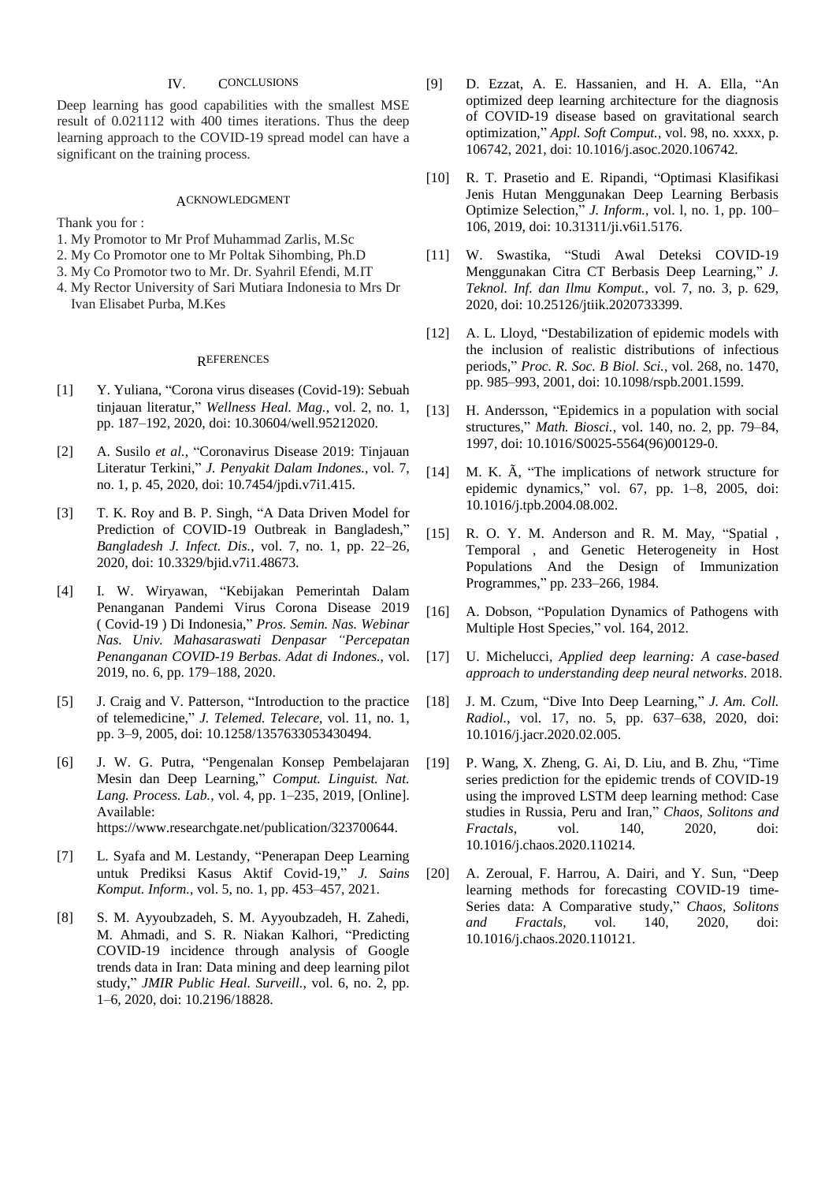## IV. CONCLUSIONS

Deep learning has good capabilities with the smallest MSE result of 0.021112 with 400 times iterations. Thus the deep learning approach to the COVID-19 spread model can have a significant on the training process.

## ACKNOWLEDGMENT

Thank you for :

1. My Promotor to Mr Prof Muhammad Zarlis, M.Sc
2. My Co Promotor one to Mr Poltak Sihombing, Ph.D
3. My Co Promotor two to Mr. Dr. Syahril Efendi, M.IT
4. My Rector University of Sari Mutiara Indonesia to Mrs Dr Ivan Elisabet Purba, M.Kes

## REFERENCES

[1] Y. Yuliana, "Corona virus diseases (Covid-19): Sebuah tinjauan literatur," *Wellness Heal. Mag.*, vol. 2, no. 1, pp. 187–192, 2020, doi: 10.30604/well.95212020.

[2] A. Susilo *et al.*, "Coronavirus Disease 2019: Tinjauan Literatur Terkini," *J. Penyakit Dalam Indones.*, vol. 7, no. 1, p. 45, 2020, doi: 10.7454/jpdi.v7i1.415.

[3] T. K. Roy and B. P. Singh, "A Data Driven Model for Prediction of COVID-19 Outbreak in Bangladesh," *Bangladesh J. Infect. Dis.*, vol. 7, no. 1, pp. 22–26, 2020, doi: 10.3329/bjid.v7i1.48673.

[4] I. W. Wiryawan, "Kebijakan Pemerintah Dalam Penanganan Pandemi Virus Corona Disease 2019 ( Covid-19 ) Di Indonesia," *Pros. Semin. Nas. Webinar Nas. Univ. Mahasaraswati Denpasar "Percepatan Penanganan COVID-19 Berbas. Adat di Indones.*, vol. 2019, no. 6, pp. 179–188, 2020.

[5] J. Craig and V. Patterson, "Introduction to the practice of telemedicine," *J. Telemed. Telecare*, vol. 11, no. 1, pp. 3–9, 2005, doi: 10.1258/1357633053430494.

[6] J. W. G. Putra, "Pengenalan Konsep Pembelajaran Mesin dan Deep Learning," *Comput. Linguist. Nat. Lang. Process. Lab.*, vol. 4, pp. 1–235, 2019, [Online]. Available: https://www.researchgate.net/publication/323700644.

[7] L. Syafa and M. Lestandy, "Penerapan Deep Learning untuk Prediksi Kasus Aktif Covid-19," *J. Sains Komput. Inform.*, vol. 5, no. 1, pp. 453–457, 2021.

[8] S. M. Ayyoubzadeh, S. M. Ayyoubzadeh, H. Zahedi, M. Ahmadi, and S. R. Niakan Kalhori, "Predicting COVID-19 incidence through analysis of Google trends data in Iran: Data mining and deep learning pilot study," *JMIR Public Heal. Surveill.*, vol. 6, no. 2, pp. 1–6, 2020, doi: 10.2196/18828.

[9] D. Ezzat, A. E. Hassanien, and H. A. Ella, "An optimized deep learning architecture for the diagnosis of COVID-19 disease based on gravitational search optimization," *Appl. Soft Comput.*, vol. 98, no. xxxx, p. 106742, 2021, doi: 10.1016/j.asoc.2020.106742.

[10] R. T. Prasetio and E. Ripandi, "Optimasi Klasifikasi Jenis Hutan Menggunakan Deep Learning Berbasis Optimize Selection," *J. Inform.*, vol. l, no. 1, pp. 100–106, 2019, doi: 10.31311/ji.v6i1.5176.

[11] W. Swastika, "Studi Awal Deteksi COVID-19 Menggunakan Citra CT Berbasis Deep Learning," *J. Teknol. Inf. dan Ilmu Komput.*, vol. 7, no. 3, p. 629, 2020, doi: 10.25126/jtiik.2020733399.

[12] A. L. Lloyd, "Destabilization of epidemic models with the inclusion of realistic distributions of infectious periods," *Proc. R. Soc. B Biol. Sci.*, vol. 268, no. 1470, pp. 985–993, 2001, doi: 10.1098/rspb.2001.1599.

[13] H. Andersson, "Epidemics in a population with social structures," *Math. Biosci.*, vol. 140, no. 2, pp. 79–84, 1997, doi: 10.1016/S0025-5564(96)00129-0.

[14] M. K. Ã, "The implications of network structure for epidemic dynamics," vol. 67, pp. 1–8, 2005, doi: 10.1016/j.tpb.2004.08.002.

[15] R. O. Y. M. Anderson and R. M. May, "Spatial , Temporal , and Genetic Heterogeneity in Host Populations And the Design of Immunization Programmes," pp. 233–266, 1984.

[16] A. Dobson, "Population Dynamics of Pathogens with Multiple Host Species," vol. 164, 2012.

[17] U. Michelucci, *Applied deep learning: A case-based approach to understanding deep neural networks*. 2018.

[18] J. M. Czum, "Dive Into Deep Learning," *J. Am. Coll. Radiol.*, vol. 17, no. 5, pp. 637–638, 2020, doi: 10.1016/j.jacr.2020.02.005.

[19] P. Wang, X. Zheng, G. Ai, D. Liu, and B. Zhu, "Time series prediction for the epidemic trends of COVID-19 using the improved LSTM deep learning method: Case studies in Russia, Peru and Iran," *Chaos, Solitons and Fractals*, vol. 140, 2020, doi: 10.1016/j.chaos.2020.110214.

[20] A. Zeroual, F. Harrou, A. Dairi, and Y. Sun, "Deep learning methods for forecasting COVID-19 time-Series data: A Comparative study," *Chaos, Solitons and Fractals*, vol. 140, 2020, doi: 10.1016/j.chaos.2020.110121.